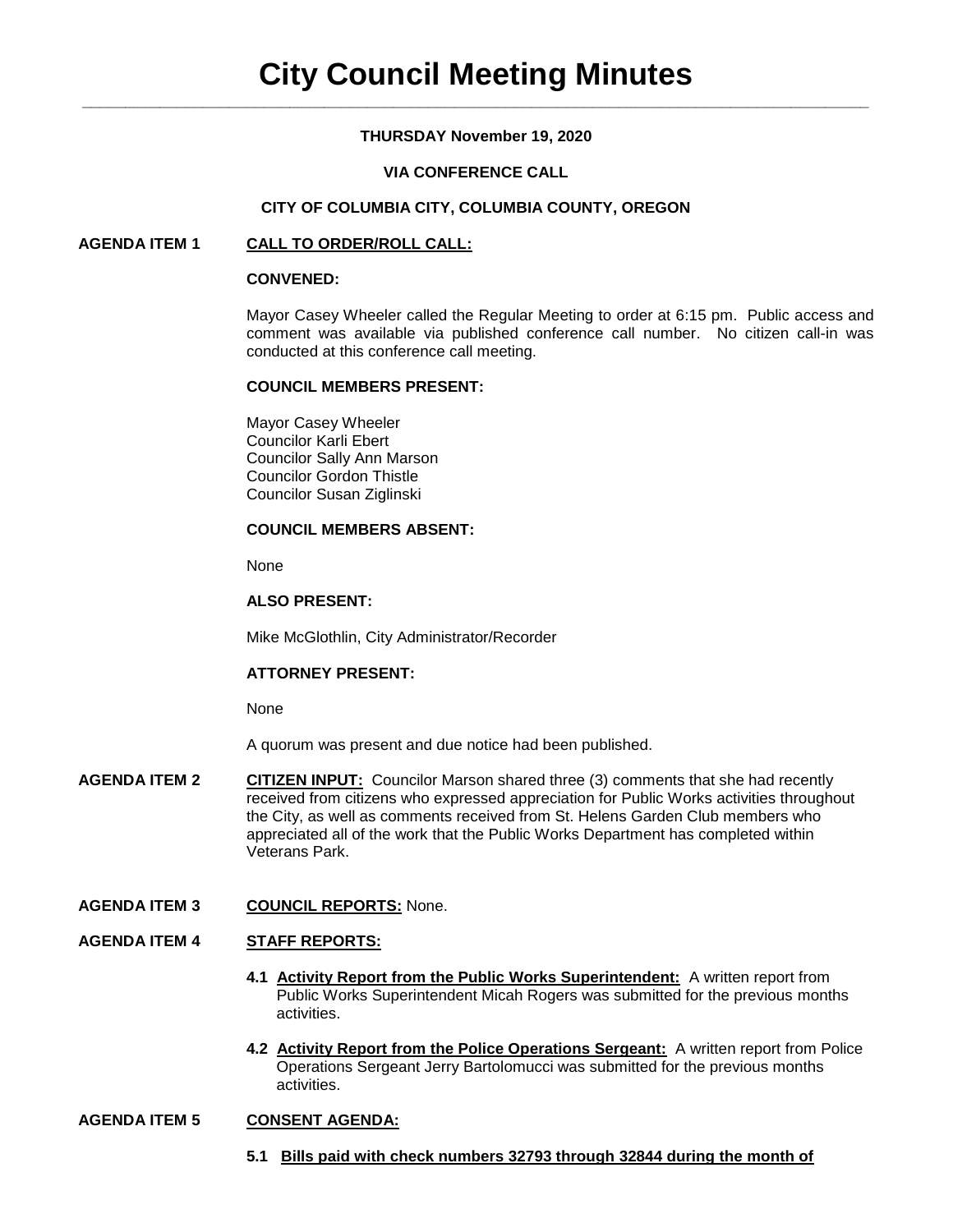# City Council Meeting Minutes

**THURSDAY November 19, 2020**

**VIA CONFERENCE CALL**

**CITY OF COLUMBIA CITY, COLUMBIA COUNTY, OREGON**

**AGENDA ITEM 1** **CALL TO ORDER/ROLL CALL:**

**CONVENED:**

Mayor Casey Wheeler called the Regular Meeting to order at 6:15 pm. Public access and comment was available via published conference call number. No citizen call-in was conducted at this conference call meeting.

**COUNCIL MEMBERS PRESENT:**

Mayor Casey Wheeler
Councilor Karli Ebert
Councilor Sally Ann Marson
Councilor Gordon Thistle
Councilor Susan Ziglinski

**COUNCIL MEMBERS ABSENT:**

None

**ALSO PRESENT:**

Mike McGlothlin, City Administrator/Recorder

**ATTORNEY PRESENT:**

None

A quorum was present and due notice had been published.

**AGENDA ITEM 2** **CITIZEN INPUT:** Councilor Marson shared three (3) comments that she had recently received from citizens who expressed appreciation for Public Works activities throughout the City, as well as comments received from St. Helens Garden Club members who appreciated all of the work that the Public Works Department has completed within Veterans Park.

**AGENDA ITEM 3** **COUNCIL REPORTS:** None.

**AGENDA ITEM 4** **STAFF REPORTS:**

**4.1 Activity Report from the Public Works Superintendent:** A written report from Public Works Superintendent Micah Rogers was submitted for the previous months activities.

**4.2 Activity Report from the Police Operations Sergeant:** A written report from Police Operations Sergeant Jerry Bartolomucci was submitted for the previous months activities.

**AGENDA ITEM 5** **CONSENT AGENDA:**

**5.1 Bills paid with check numbers 32793 through 32844 during the month of**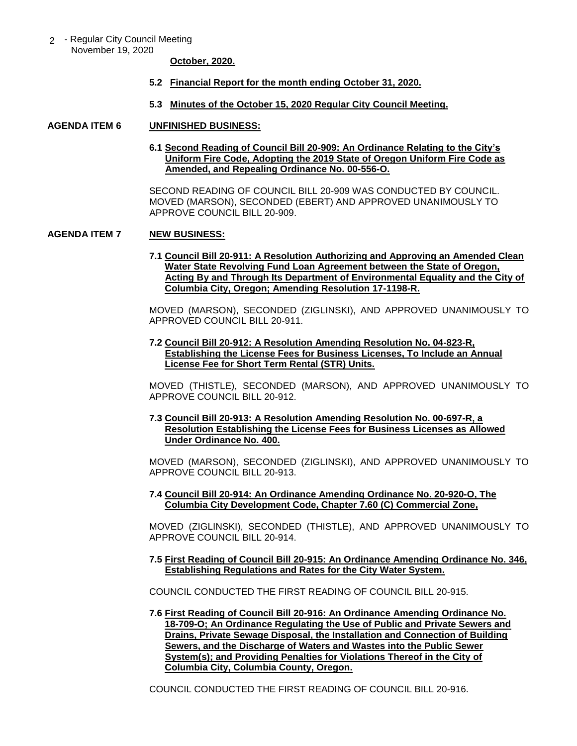**October, 2020.**

**5.2 Financial Report for the month ending October 31, 2020.**

**5.3 Minutes of the October 15, 2020 Regular City Council Meeting.**

## AGENDA ITEM 6 UNFINISHED BUSINESS:

**6.1 Second Reading of Council Bill 20-909: An Ordinance Relating to the City's Uniform Fire Code, Adopting the 2019 State of Oregon Uniform Fire Code as Amended, and Repealing Ordinance No. 00-556-O.**

SECOND READING OF COUNCIL BILL 20-909 WAS CONDUCTED BY COUNCIL. MOVED (MARSON), SECONDED (EBERT) AND APPROVED UNANIMOUSLY TO APPROVE COUNCIL BILL 20-909.

## AGENDA ITEM 7 NEW BUSINESS:

**7.1 Council Bill 20-911: A Resolution Authorizing and Approving an Amended Clean Water State Revolving Fund Loan Agreement between the State of Oregon, Acting By and Through Its Department of Environmental Equality and the City of Columbia City, Oregon; Amending Resolution 17-1198-R.**

MOVED (MARSON), SECONDED (ZIGLINSKI), AND APPROVED UNANIMOUSLY TO APPROVED COUNCIL BILL 20-911.

**7.2 Council Bill 20-912: A Resolution Amending Resolution No. 04-823-R, Establishing the License Fees for Business Licenses, To Include an Annual License Fee for Short Term Rental (STR) Units.**

MOVED (THISTLE), SECONDED (MARSON), AND APPROVED UNANIMOUSLY TO APPROVE COUNCIL BILL 20-912.

**7.3 Council Bill 20-913: A Resolution Amending Resolution No. 00-697-R, a Resolution Establishing the License Fees for Business Licenses as Allowed Under Ordinance No. 400.**

MOVED (MARSON), SECONDED (ZIGLINSKI), AND APPROVED UNANIMOUSLY TO APPROVE COUNCIL BILL 20-913.

**7.4 Council Bill 20-914: An Ordinance Amending Ordinance No. 20-920-O, The Columbia City Development Code, Chapter 7.60 (C) Commercial Zone,**

MOVED (ZIGLINSKI), SECONDED (THISTLE), AND APPROVED UNANIMOUSLY TO APPROVE COUNCIL BILL 20-914.

**7.5 First Reading of Council Bill 20-915: An Ordinance Amending Ordinance No. 346, Establishing Regulations and Rates for the City Water System.**

COUNCIL CONDUCTED THE FIRST READING OF COUNCIL BILL 20-915.

**7.6 First Reading of Council Bill 20-916: An Ordinance Amending Ordinance No. 18-709-O; An Ordinance Regulating the Use of Public and Private Sewers and Drains, Private Sewage Disposal, the Installation and Connection of Building Sewers, and the Discharge of Waters and Wastes into the Public Sewer System(s); and Providing Penalties for Violations Thereof in the City of Columbia City, Columbia County, Oregon.**

COUNCIL CONDUCTED THE FIRST READING OF COUNCIL BILL 20-916.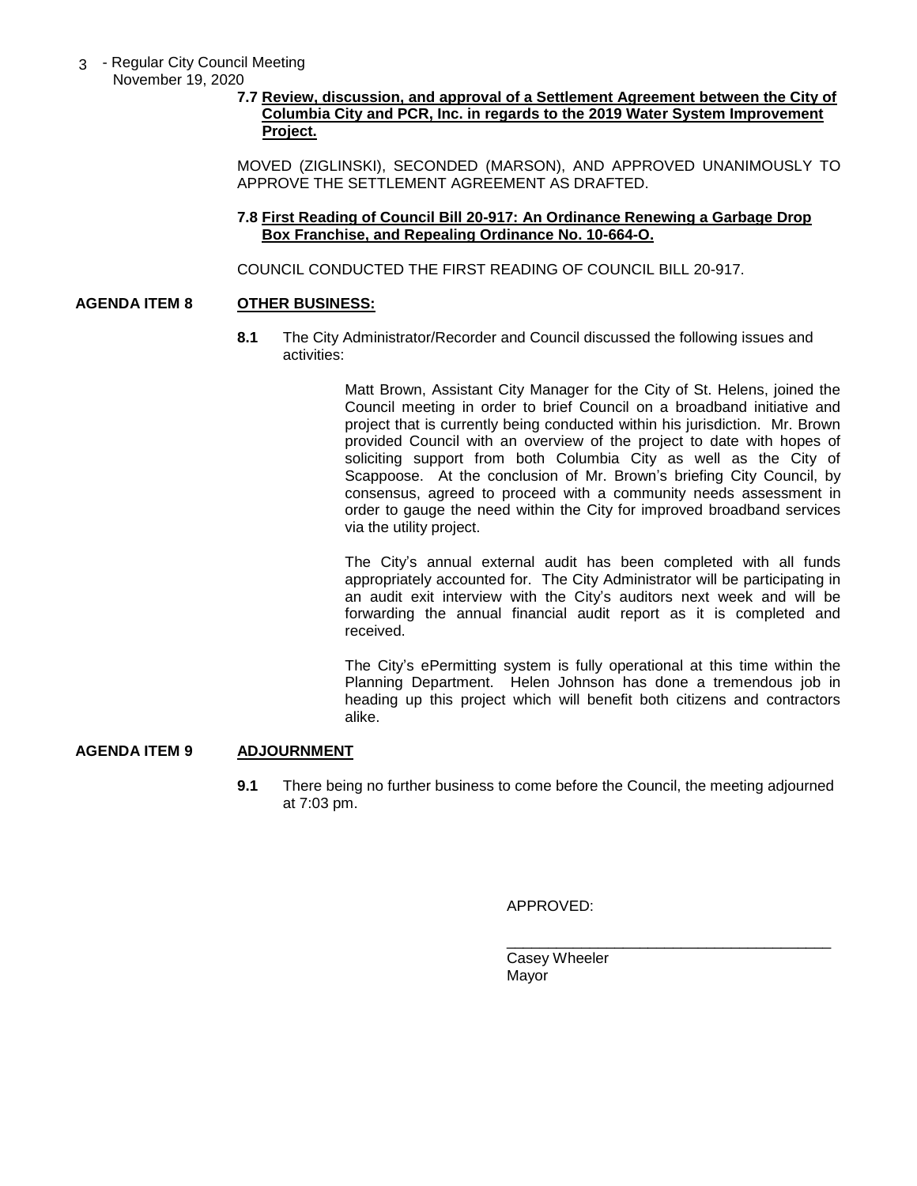**7.7 Review, discussion, and approval of a Settlement Agreement between the City of Columbia City and PCR, Inc. in regards to the 2019 Water System Improvement Project.**

MOVED (ZIGLINSKI), SECONDED (MARSON), AND APPROVED UNANIMOUSLY TO APPROVE THE SETTLEMENT AGREEMENT AS DRAFTED.

**7.8 First Reading of Council Bill 20-917: An Ordinance Renewing a Garbage Drop Box Franchise, and Repealing Ordinance No. 10-664-O.**

COUNCIL CONDUCTED THE FIRST READING OF COUNCIL BILL 20-917.

**AGENDA ITEM 8 OTHER BUSINESS:**

**8.1** The City Administrator/Recorder and Council discussed the following issues and activities:

Matt Brown, Assistant City Manager for the City of St. Helens, joined the Council meeting in order to brief Council on a broadband initiative and project that is currently being conducted within his jurisdiction. Mr. Brown provided Council with an overview of the project to date with hopes of soliciting support from both Columbia City as well as the City of Scappoose. At the conclusion of Mr. Brown's briefing City Council, by consensus, agreed to proceed with a community needs assessment in order to gauge the need within the City for improved broadband services via the utility project.

The City's annual external audit has been completed with all funds appropriately accounted for. The City Administrator will be participating in an audit exit interview with the City's auditors next week and will be forwarding the annual financial audit report as it is completed and received.

The City's ePermitting system is fully operational at this time within the Planning Department. Helen Johnson has done a tremendous job in heading up this project which will benefit both citizens and contractors alike.

**AGENDA ITEM 9 ADJOURNMENT**

**9.1** There being no further business to come before the Council, the meeting adjourned at 7:03 pm.

APPROVED:

\_\_\_\_\_\_\_\_\_\_\_\_\_\_\_\_\_\_\_\_\_\_\_\_\_\_\_\_\_\_\_\_\_\_\_\_\_\_\_\_

Casey Wheeler
Mayor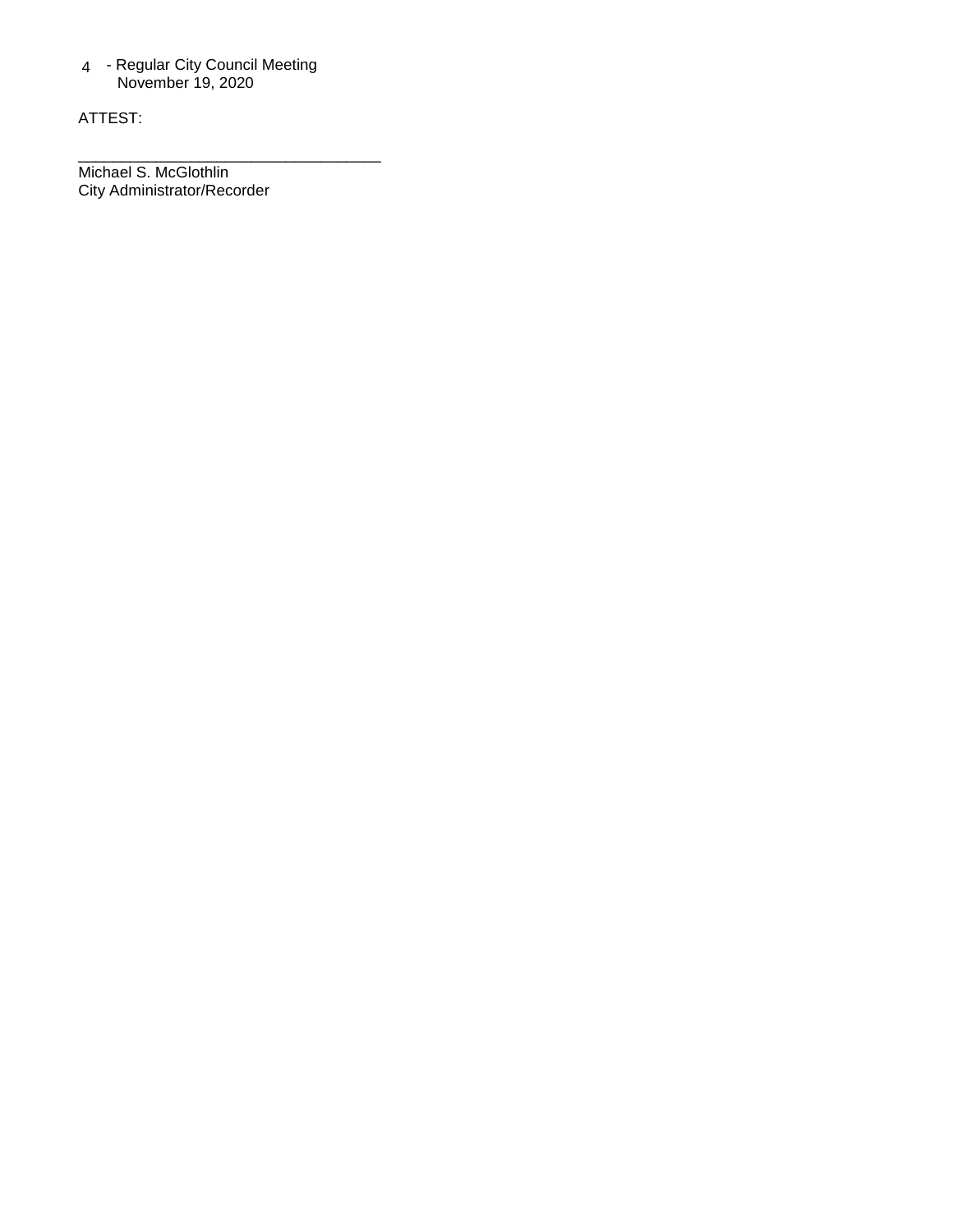ATTEST:

___________________________________

Michael S. McGlothlin
City Administrator/Recorder